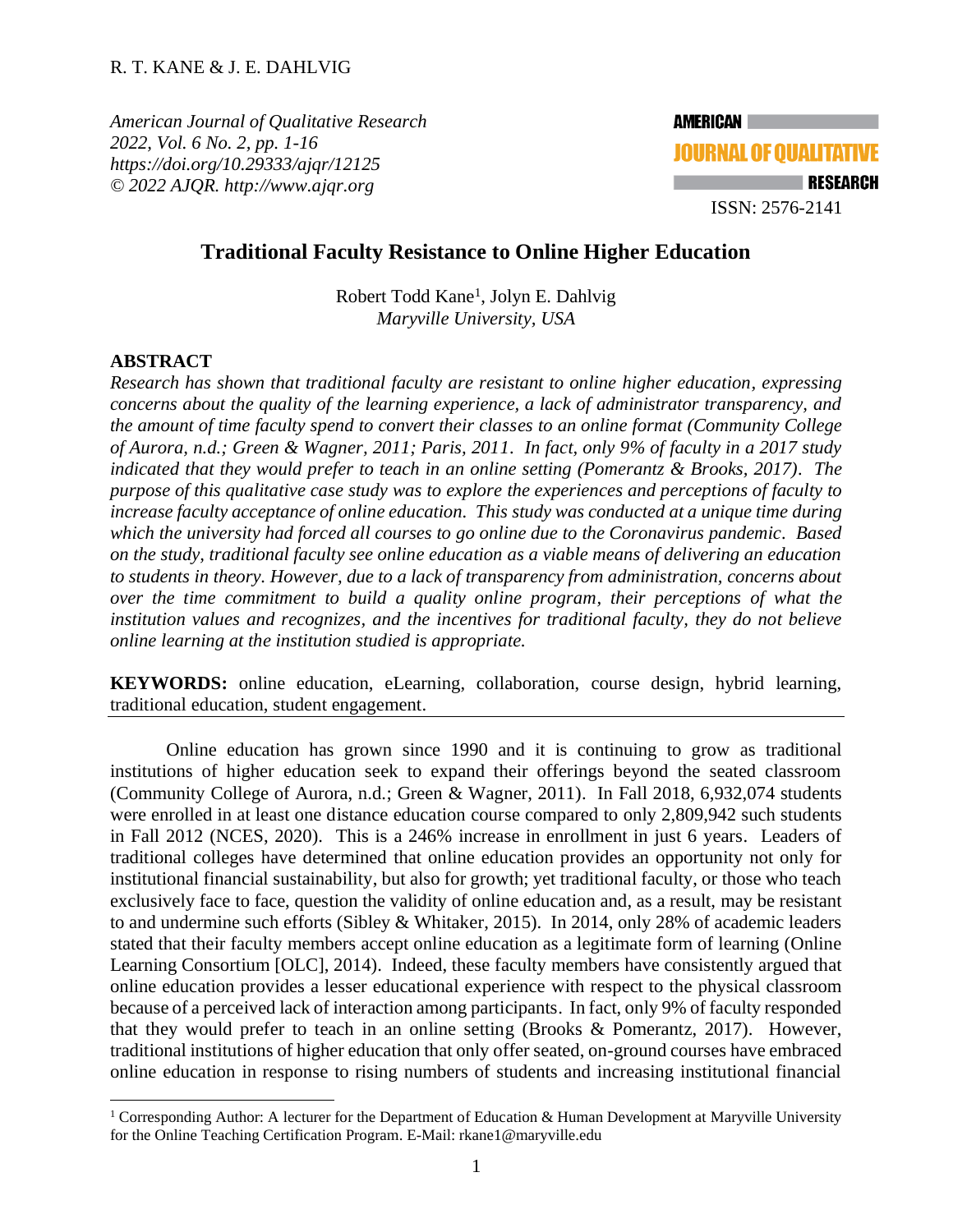# Traditional Faculty Resistance to Online Higher Education

Robert Todd Kane[1], Jolyn E. Dahlvig
*Maryville University, USA*

## ABSTRACT

*Research has shown that traditional faculty are resistant to online higher education, expressing concerns about the quality of the learning experience, a lack of administrator transparency, and the amount of time faculty spend to convert their classes to an online format (Community College of Aurora, n.d.; Green & Wagner, 2011; Paris, 2011. In fact, only 9% of faculty in a 2017 study indicated that they would prefer to teach in an online setting (Pomerantz & Brooks, 2017). The purpose of this qualitative case study was to explore the experiences and perceptions of faculty to increase faculty acceptance of online education. This study was conducted at a unique time during which the university had forced all courses to go online due to the Coronavirus pandemic. Based on the study, traditional faculty see online education as a viable means of delivering an education to students in theory. However, due to a lack of transparency from administration, concerns about over the time commitment to build a quality online program, their perceptions of what the institution values and recognizes, and the incentives for traditional faculty, they do not believe online learning at the institution studied is appropriate.*

**KEYWORDS:** online education, eLearning, collaboration, course design, hybrid learning, traditional education, student engagement.

Online education has grown since 1990 and it is continuing to grow as traditional institutions of higher education seek to expand their offerings beyond the seated classroom (Community College of Aurora, n.d.; Green & Wagner, 2011). In Fall 2018, 6,932,074 students were enrolled in at least one distance education course compared to only 2,809,942 such students in Fall 2012 (NCES, 2020). This is a 246% increase in enrollment in just 6 years. Leaders of traditional colleges have determined that online education provides an opportunity not only for institutional financial sustainability, but also for growth; yet traditional faculty, or those who teach exclusively face to face, question the validity of online education and, as a result, may be resistant to and undermine such efforts (Sibley & Whitaker, 2015). In 2014, only 28% of academic leaders stated that their faculty members accept online education as a legitimate form of learning (Online Learning Consortium [OLC], 2014). Indeed, these faculty members have consistently argued that online education provides a lesser educational experience with respect to the physical classroom because of a perceived lack of interaction among participants. In fact, only 9% of faculty responded that they would prefer to teach in an online setting (Brooks & Pomerantz, 2017). However, traditional institutions of higher education that only offer seated, on-ground courses have embraced online education in response to rising numbers of students and increasing institutional financial

---

[1] Corresponding Author: A lecturer for the Department of Education & Human Development at Maryville University for the Online Teaching Certification Program. E-Mail: rkane1@maryville.edu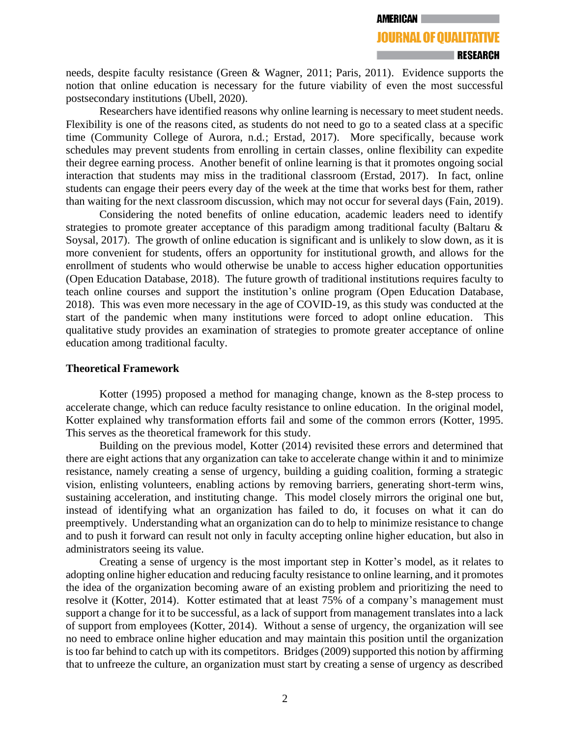needs, despite faculty resistance (Green & Wagner, 2011; Paris, 2011). Evidence supports the notion that online education is necessary for the future viability of even the most successful postsecondary institutions (Ubell, 2020).

Researchers have identified reasons why online learning is necessary to meet student needs. Flexibility is one of the reasons cited, as students do not need to go to a seated class at a specific time (Community College of Aurora, n.d.; Erstad, 2017). More specifically, because work schedules may prevent students from enrolling in certain classes, online flexibility can expedite their degree earning process. Another benefit of online learning is that it promotes ongoing social interaction that students may miss in the traditional classroom (Erstad, 2017). In fact, online students can engage their peers every day of the week at the time that works best for them, rather than waiting for the next classroom discussion, which may not occur for several days (Fain, 2019).

Considering the noted benefits of online education, academic leaders need to identify strategies to promote greater acceptance of this paradigm among traditional faculty (Baltaru & Soysal, 2017). The growth of online education is significant and is unlikely to slow down, as it is more convenient for students, offers an opportunity for institutional growth, and allows for the enrollment of students who would otherwise be unable to access higher education opportunities (Open Education Database, 2018). The future growth of traditional institutions requires faculty to teach online courses and support the institution's online program (Open Education Database, 2018). This was even more necessary in the age of COVID-19, as this study was conducted at the start of the pandemic when many institutions were forced to adopt online education. This qualitative study provides an examination of strategies to promote greater acceptance of online education among traditional faculty.

**Theoretical Framework**

Kotter (1995) proposed a method for managing change, known as the 8-step process to accelerate change, which can reduce faculty resistance to online education. In the original model, Kotter explained why transformation efforts fail and some of the common errors (Kotter, 1995. This serves as the theoretical framework for this study.

Building on the previous model, Kotter (2014) revisited these errors and determined that there are eight actions that any organization can take to accelerate change within it and to minimize resistance, namely creating a sense of urgency, building a guiding coalition, forming a strategic vision, enlisting volunteers, enabling actions by removing barriers, generating short-term wins, sustaining acceleration, and instituting change. This model closely mirrors the original one but, instead of identifying what an organization has failed to do, it focuses on what it can do preemptively. Understanding what an organization can do to help to minimize resistance to change and to push it forward can result not only in faculty accepting online higher education, but also in administrators seeing its value.

Creating a sense of urgency is the most important step in Kotter's model, as it relates to adopting online higher education and reducing faculty resistance to online learning, and it promotes the idea of the organization becoming aware of an existing problem and prioritizing the need to resolve it (Kotter, 2014). Kotter estimated that at least 75% of a company's management must support a change for it to be successful, as a lack of support from management translates into a lack of support from employees (Kotter, 2014). Without a sense of urgency, the organization will see no need to embrace online higher education and may maintain this position until the organization is too far behind to catch up with its competitors. Bridges (2009) supported this notion by affirming that to unfreeze the culture, an organization must start by creating a sense of urgency as described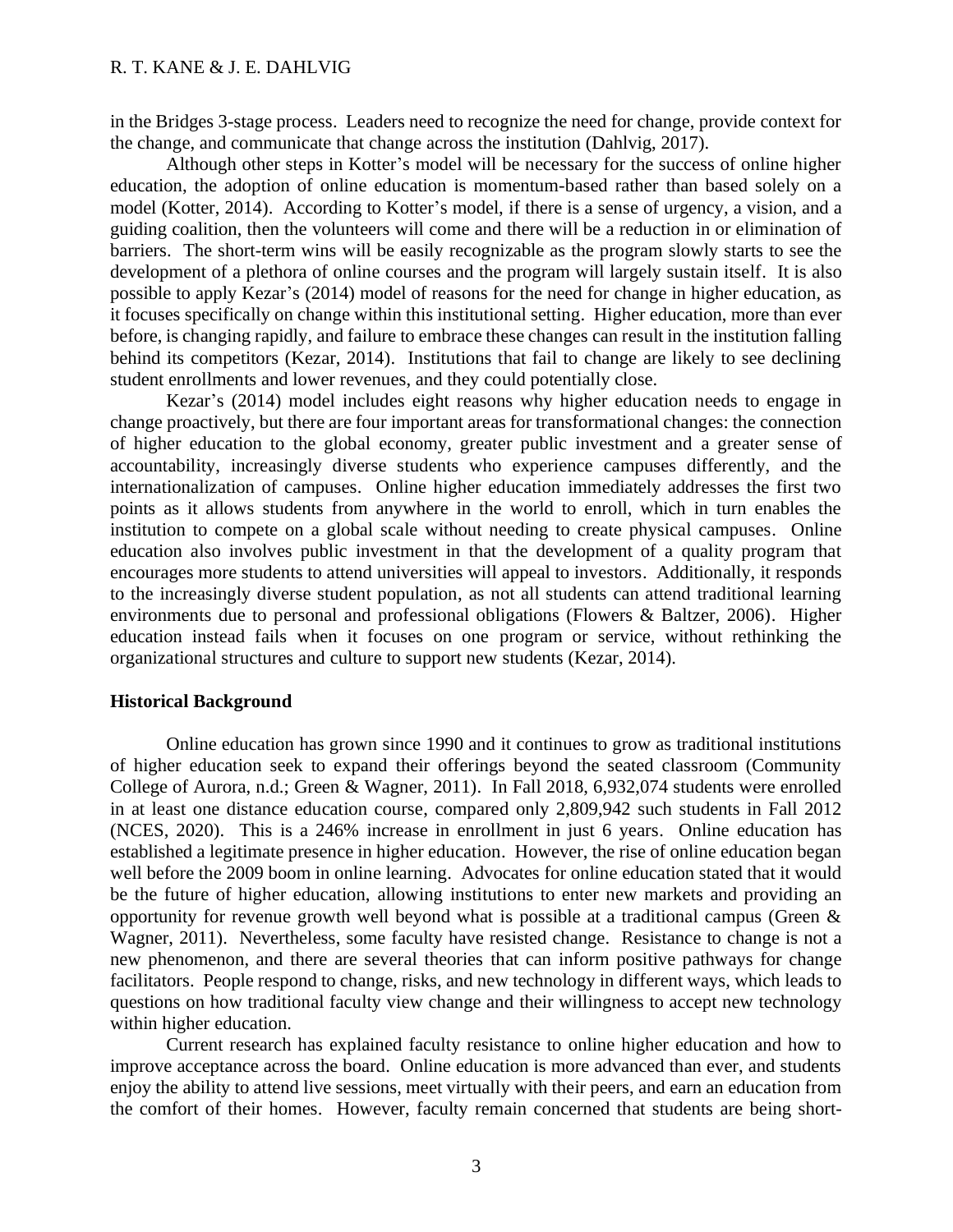in the Bridges 3-stage process. Leaders need to recognize the need for change, provide context for the change, and communicate that change across the institution (Dahlvig, 2017).

Although other steps in Kotter's model will be necessary for the success of online higher education, the adoption of online education is momentum-based rather than based solely on a model (Kotter, 2014). According to Kotter's model, if there is a sense of urgency, a vision, and a guiding coalition, then the volunteers will come and there will be a reduction in or elimination of barriers. The short-term wins will be easily recognizable as the program slowly starts to see the development of a plethora of online courses and the program will largely sustain itself. It is also possible to apply Kezar's (2014) model of reasons for the need for change in higher education, as it focuses specifically on change within this institutional setting. Higher education, more than ever before, is changing rapidly, and failure to embrace these changes can result in the institution falling behind its competitors (Kezar, 2014). Institutions that fail to change are likely to see declining student enrollments and lower revenues, and they could potentially close.

Kezar's (2014) model includes eight reasons why higher education needs to engage in change proactively, but there are four important areas for transformational changes: the connection of higher education to the global economy, greater public investment and a greater sense of accountability, increasingly diverse students who experience campuses differently, and the internationalization of campuses. Online higher education immediately addresses the first two points as it allows students from anywhere in the world to enroll, which in turn enables the institution to compete on a global scale without needing to create physical campuses. Online education also involves public investment in that the development of a quality program that encourages more students to attend universities will appeal to investors. Additionally, it responds to the increasingly diverse student population, as not all students can attend traditional learning environments due to personal and professional obligations (Flowers & Baltzer, 2006). Higher education instead fails when it focuses on one program or service, without rethinking the organizational structures and culture to support new students (Kezar, 2014).

## Historical Background

Online education has grown since 1990 and it continues to grow as traditional institutions of higher education seek to expand their offerings beyond the seated classroom (Community College of Aurora, n.d.; Green & Wagner, 2011). In Fall 2018, 6,932,074 students were enrolled in at least one distance education course, compared only 2,809,942 such students in Fall 2012 (NCES, 2020). This is a 246% increase in enrollment in just 6 years. Online education has established a legitimate presence in higher education. However, the rise of online education began well before the 2009 boom in online learning. Advocates for online education stated that it would be the future of higher education, allowing institutions to enter new markets and providing an opportunity for revenue growth well beyond what is possible at a traditional campus (Green & Wagner, 2011). Nevertheless, some faculty have resisted change. Resistance to change is not a new phenomenon, and there are several theories that can inform positive pathways for change facilitators. People respond to change, risks, and new technology in different ways, which leads to questions on how traditional faculty view change and their willingness to accept new technology within higher education.

Current research has explained faculty resistance to online higher education and how to improve acceptance across the board. Online education is more advanced than ever, and students enjoy the ability to attend live sessions, meet virtually with their peers, and earn an education from the comfort of their homes. However, faculty remain concerned that students are being short-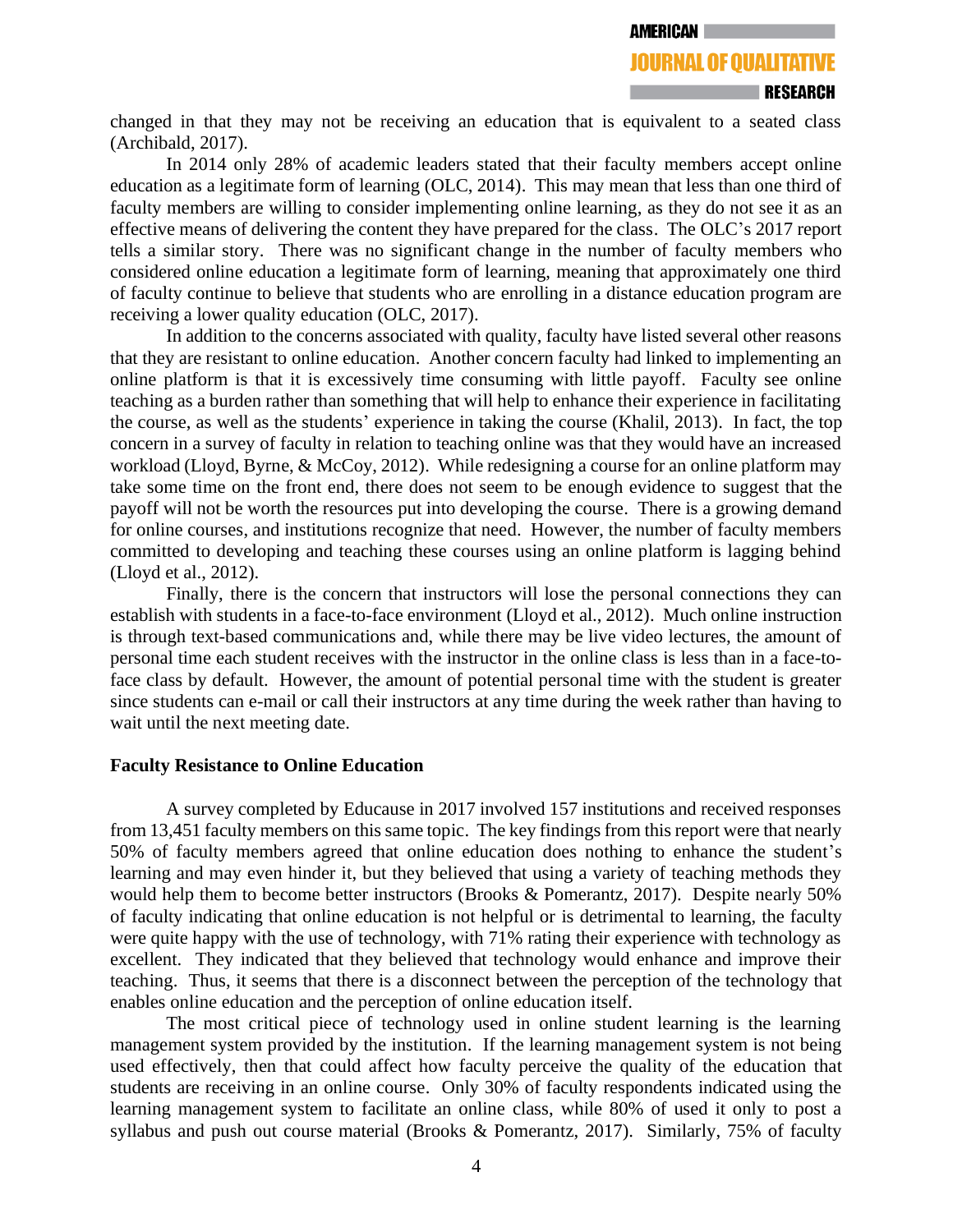changed in that they may not be receiving an education that is equivalent to a seated class (Archibald, 2017).

In 2014 only 28% of academic leaders stated that their faculty members accept online education as a legitimate form of learning (OLC, 2014). This may mean that less than one third of faculty members are willing to consider implementing online learning, as they do not see it as an effective means of delivering the content they have prepared for the class. The OLC's 2017 report tells a similar story. There was no significant change in the number of faculty members who considered online education a legitimate form of learning, meaning that approximately one third of faculty continue to believe that students who are enrolling in a distance education program are receiving a lower quality education (OLC, 2017).

In addition to the concerns associated with quality, faculty have listed several other reasons that they are resistant to online education. Another concern faculty had linked to implementing an online platform is that it is excessively time consuming with little payoff. Faculty see online teaching as a burden rather than something that will help to enhance their experience in facilitating the course, as well as the students' experience in taking the course (Khalil, 2013). In fact, the top concern in a survey of faculty in relation to teaching online was that they would have an increased workload (Lloyd, Byrne, & McCoy, 2012). While redesigning a course for an online platform may take some time on the front end, there does not seem to be enough evidence to suggest that the payoff will not be worth the resources put into developing the course. There is a growing demand for online courses, and institutions recognize that need. However, the number of faculty members committed to developing and teaching these courses using an online platform is lagging behind (Lloyd et al., 2012).

Finally, there is the concern that instructors will lose the personal connections they can establish with students in a face-to-face environment (Lloyd et al., 2012). Much online instruction is through text-based communications and, while there may be live video lectures, the amount of personal time each student receives with the instructor in the online class is less than in a face-to-face class by default. However, the amount of potential personal time with the student is greater since students can e-mail or call their instructors at any time during the week rather than having to wait until the next meeting date.

**Faculty Resistance to Online Education**

A survey completed by Educause in 2017 involved 157 institutions and received responses from 13,451 faculty members on this same topic. The key findings from this report were that nearly 50% of faculty members agreed that online education does nothing to enhance the student's learning and may even hinder it, but they believed that using a variety of teaching methods they would help them to become better instructors (Brooks & Pomerantz, 2017). Despite nearly 50% of faculty indicating that online education is not helpful or is detrimental to learning, the faculty were quite happy with the use of technology, with 71% rating their experience with technology as excellent. They indicated that they believed that technology would enhance and improve their teaching. Thus, it seems that there is a disconnect between the perception of the technology that enables online education and the perception of online education itself.

The most critical piece of technology used in online student learning is the learning management system provided by the institution. If the learning management system is not being used effectively, then that could affect how faculty perceive the quality of the education that students are receiving in an online course. Only 30% of faculty respondents indicated using the learning management system to facilitate an online class, while 80% of used it only to post a syllabus and push out course material (Brooks & Pomerantz, 2017). Similarly, 75% of faculty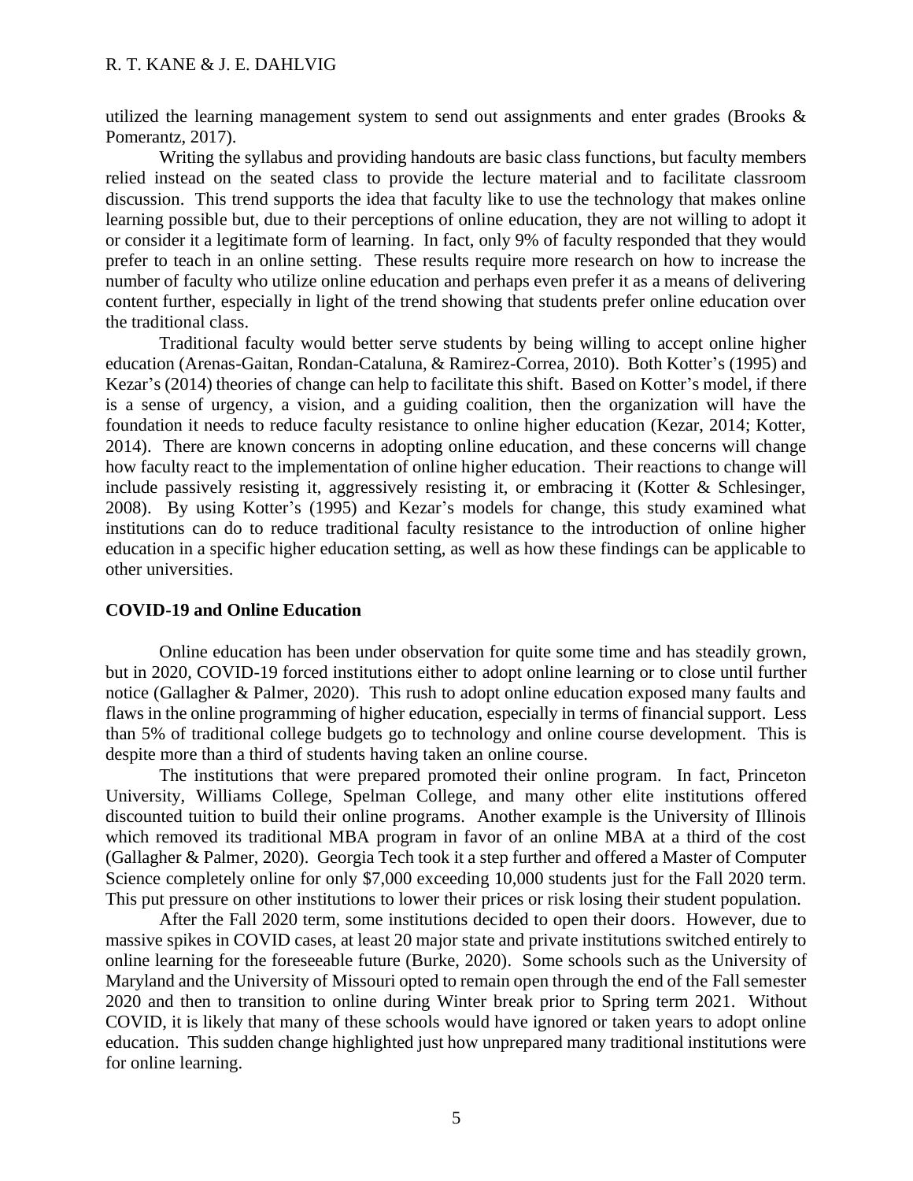utilized the learning management system to send out assignments and enter grades (Brooks & Pomerantz, 2017).

Writing the syllabus and providing handouts are basic class functions, but faculty members relied instead on the seated class to provide the lecture material and to facilitate classroom discussion. This trend supports the idea that faculty like to use the technology that makes online learning possible but, due to their perceptions of online education, they are not willing to adopt it or consider it a legitimate form of learning. In fact, only 9% of faculty responded that they would prefer to teach in an online setting. These results require more research on how to increase the number of faculty who utilize online education and perhaps even prefer it as a means of delivering content further, especially in light of the trend showing that students prefer online education over the traditional class.

Traditional faculty would better serve students by being willing to accept online higher education (Arenas-Gaitan, Rondan-Cataluna, & Ramirez-Correa, 2010). Both Kotter's (1995) and Kezar's (2014) theories of change can help to facilitate this shift. Based on Kotter's model, if there is a sense of urgency, a vision, and a guiding coalition, then the organization will have the foundation it needs to reduce faculty resistance to online higher education (Kezar, 2014; Kotter, 2014). There are known concerns in adopting online education, and these concerns will change how faculty react to the implementation of online higher education. Their reactions to change will include passively resisting it, aggressively resisting it, or embracing it (Kotter & Schlesinger, 2008). By using Kotter's (1995) and Kezar's models for change, this study examined what institutions can do to reduce traditional faculty resistance to the introduction of online higher education in a specific higher education setting, as well as how these findings can be applicable to other universities.

## COVID-19 and Online Education

Online education has been under observation for quite some time and has steadily grown, but in 2020, COVID-19 forced institutions either to adopt online learning or to close until further notice (Gallagher & Palmer, 2020). This rush to adopt online education exposed many faults and flaws in the online programming of higher education, especially in terms of financial support. Less than 5% of traditional college budgets go to technology and online course development. This is despite more than a third of students having taken an online course.

The institutions that were prepared promoted their online program. In fact, Princeton University, Williams College, Spelman College, and many other elite institutions offered discounted tuition to build their online programs. Another example is the University of Illinois which removed its traditional MBA program in favor of an online MBA at a third of the cost (Gallagher & Palmer, 2020). Georgia Tech took it a step further and offered a Master of Computer Science completely online for only $7,000 exceeding 10,000 students just for the Fall 2020 term. This put pressure on other institutions to lower their prices or risk losing their student population.

After the Fall 2020 term, some institutions decided to open their doors. However, due to massive spikes in COVID cases, at least 20 major state and private institutions switched entirely to online learning for the foreseeable future (Burke, 2020). Some schools such as the University of Maryland and the University of Missouri opted to remain open through the end of the Fall semester 2020 and then to transition to online during Winter break prior to Spring term 2021. Without COVID, it is likely that many of these schools would have ignored or taken years to adopt online education. This sudden change highlighted just how unprepared many traditional institutions were for online learning.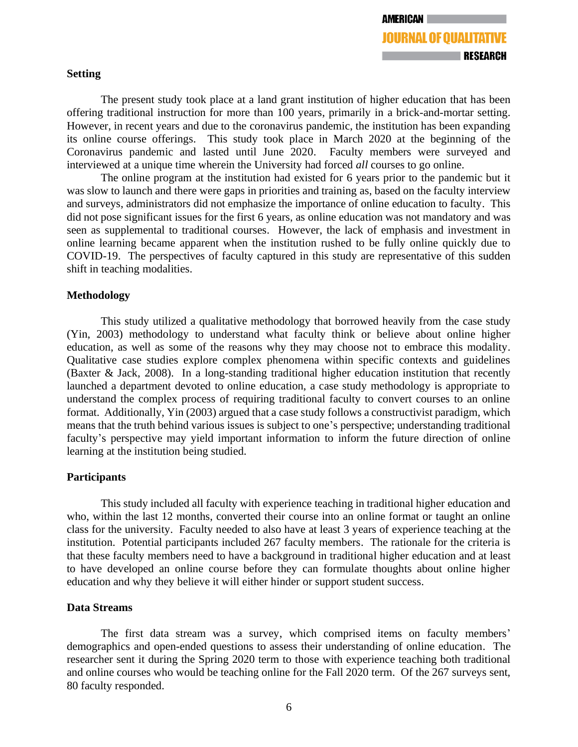## Setting

The present study took place at a land grant institution of higher education that has been offering traditional instruction for more than 100 years, primarily in a brick-and-mortar setting. However, in recent years and due to the coronavirus pandemic, the institution has been expanding its online course offerings. This study took place in March 2020 at the beginning of the Coronavirus pandemic and lasted until June 2020. Faculty members were surveyed and interviewed at a unique time wherein the University had forced *all* courses to go online.

The online program at the institution had existed for 6 years prior to the pandemic but it was slow to launch and there were gaps in priorities and training as, based on the faculty interview and surveys, administrators did not emphasize the importance of online education to faculty. This did not pose significant issues for the first 6 years, as online education was not mandatory and was seen as supplemental to traditional courses. However, the lack of emphasis and investment in online learning became apparent when the institution rushed to be fully online quickly due to COVID-19. The perspectives of faculty captured in this study are representative of this sudden shift in teaching modalities.

## Methodology

This study utilized a qualitative methodology that borrowed heavily from the case study (Yin, 2003) methodology to understand what faculty think or believe about online higher education, as well as some of the reasons why they may choose not to embrace this modality. Qualitative case studies explore complex phenomena within specific contexts and guidelines (Baxter & Jack, 2008). In a long-standing traditional higher education institution that recently launched a department devoted to online education, a case study methodology is appropriate to understand the complex process of requiring traditional faculty to convert courses to an online format. Additionally, Yin (2003) argued that a case study follows a constructivist paradigm, which means that the truth behind various issues is subject to one's perspective; understanding traditional faculty's perspective may yield important information to inform the future direction of online learning at the institution being studied.

## Participants

This study included all faculty with experience teaching in traditional higher education and who, within the last 12 months, converted their course into an online format or taught an online class for the university. Faculty needed to also have at least 3 years of experience teaching at the institution. Potential participants included 267 faculty members. The rationale for the criteria is that these faculty members need to have a background in traditional higher education and at least to have developed an online course before they can formulate thoughts about online higher education and why they believe it will either hinder or support student success.

## Data Streams

The first data stream was a survey, which comprised items on faculty members' demographics and open-ended questions to assess their understanding of online education. The researcher sent it during the Spring 2020 term to those with experience teaching both traditional and online courses who would be teaching online for the Fall 2020 term. Of the 267 surveys sent, 80 faculty responded.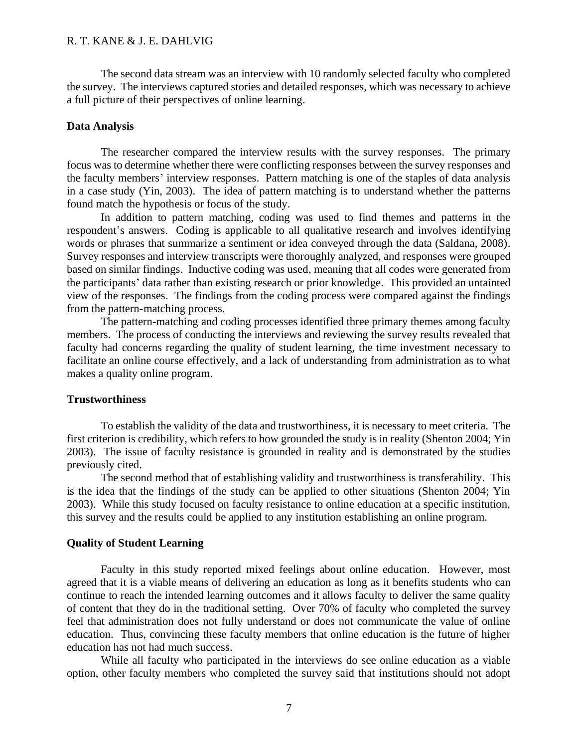The second data stream was an interview with 10 randomly selected faculty who completed the survey. The interviews captured stories and detailed responses, which was necessary to achieve a full picture of their perspectives of online learning.

### Data Analysis

The researcher compared the interview results with the survey responses. The primary focus was to determine whether there were conflicting responses between the survey responses and the faculty members' interview responses. Pattern matching is one of the staples of data analysis in a case study (Yin, 2003). The idea of pattern matching is to understand whether the patterns found match the hypothesis or focus of the study.

In addition to pattern matching, coding was used to find themes and patterns in the respondent's answers. Coding is applicable to all qualitative research and involves identifying words or phrases that summarize a sentiment or idea conveyed through the data (Saldana, 2008). Survey responses and interview transcripts were thoroughly analyzed, and responses were grouped based on similar findings. Inductive coding was used, meaning that all codes were generated from the participants' data rather than existing research or prior knowledge. This provided an untainted view of the responses. The findings from the coding process were compared against the findings from the pattern-matching process.

The pattern-matching and coding processes identified three primary themes among faculty members. The process of conducting the interviews and reviewing the survey results revealed that faculty had concerns regarding the quality of student learning, the time investment necessary to facilitate an online course effectively, and a lack of understanding from administration as to what makes a quality online program.

### Trustworthiness

To establish the validity of the data and trustworthiness, it is necessary to meet criteria. The first criterion is credibility, which refers to how grounded the study is in reality (Shenton 2004; Yin 2003). The issue of faculty resistance is grounded in reality and is demonstrated by the studies previously cited.

The second method that of establishing validity and trustworthiness is transferability. This is the idea that the findings of the study can be applied to other situations (Shenton 2004; Yin 2003). While this study focused on faculty resistance to online education at a specific institution, this survey and the results could be applied to any institution establishing an online program.

### Quality of Student Learning

Faculty in this study reported mixed feelings about online education. However, most agreed that it is a viable means of delivering an education as long as it benefits students who can continue to reach the intended learning outcomes and it allows faculty to deliver the same quality of content that they do in the traditional setting. Over 70% of faculty who completed the survey feel that administration does not fully understand or does not communicate the value of online education. Thus, convincing these faculty members that online education is the future of higher education has not had much success.

While all faculty who participated in the interviews do see online education as a viable option, other faculty members who completed the survey said that institutions should not adopt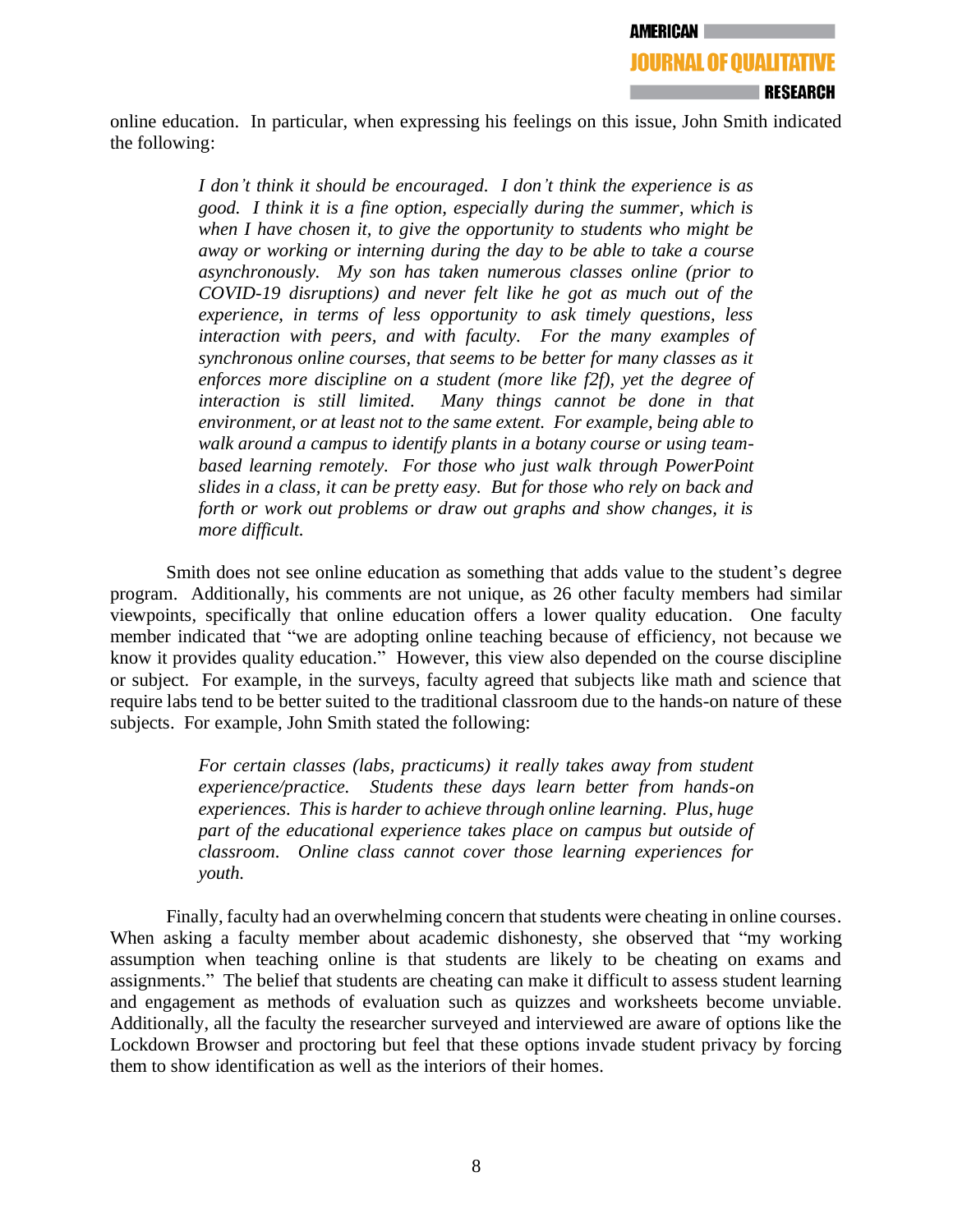online education. In particular, when expressing his feelings on this issue, John Smith indicated the following:

> *I don't think it should be encouraged. I don't think the experience is as good. I think it is a fine option, especially during the summer, which is when I have chosen it, to give the opportunity to students who might be away or working or interning during the day to be able to take a course asynchronously. My son has taken numerous classes online (prior to COVID-19 disruptions) and never felt like he got as much out of the experience, in terms of less opportunity to ask timely questions, less interaction with peers, and with faculty. For the many examples of synchronous online courses, that seems to be better for many classes as it enforces more discipline on a student (more like f2f), yet the degree of interaction is still limited. Many things cannot be done in that environment, or at least not to the same extent. For example, being able to walk around a campus to identify plants in a botany course or using team-based learning remotely. For those who just walk through PowerPoint slides in a class, it can be pretty easy. But for those who rely on back and forth or work out problems or draw out graphs and show changes, it is more difficult.*

Smith does not see online education as something that adds value to the student's degree program. Additionally, his comments are not unique, as 26 other faculty members had similar viewpoints, specifically that online education offers a lower quality education. One faculty member indicated that "we are adopting online teaching because of efficiency, not because we know it provides quality education." However, this view also depended on the course discipline or subject. For example, in the surveys, faculty agreed that subjects like math and science that require labs tend to be better suited to the traditional classroom due to the hands-on nature of these subjects. For example, John Smith stated the following:

> *For certain classes (labs, practicums) it really takes away from student experience/practice. Students these days learn better from hands-on experiences. This is harder to achieve through online learning. Plus, huge part of the educational experience takes place on campus but outside of classroom. Online class cannot cover those learning experiences for youth.*

Finally, faculty had an overwhelming concern that students were cheating in online courses. When asking a faculty member about academic dishonesty, she observed that "my working assumption when teaching online is that students are likely to be cheating on exams and assignments." The belief that students are cheating can make it difficult to assess student learning and engagement as methods of evaluation such as quizzes and worksheets become unviable. Additionally, all the faculty the researcher surveyed and interviewed are aware of options like the Lockdown Browser and proctoring but feel that these options invade student privacy by forcing them to show identification as well as the interiors of their homes.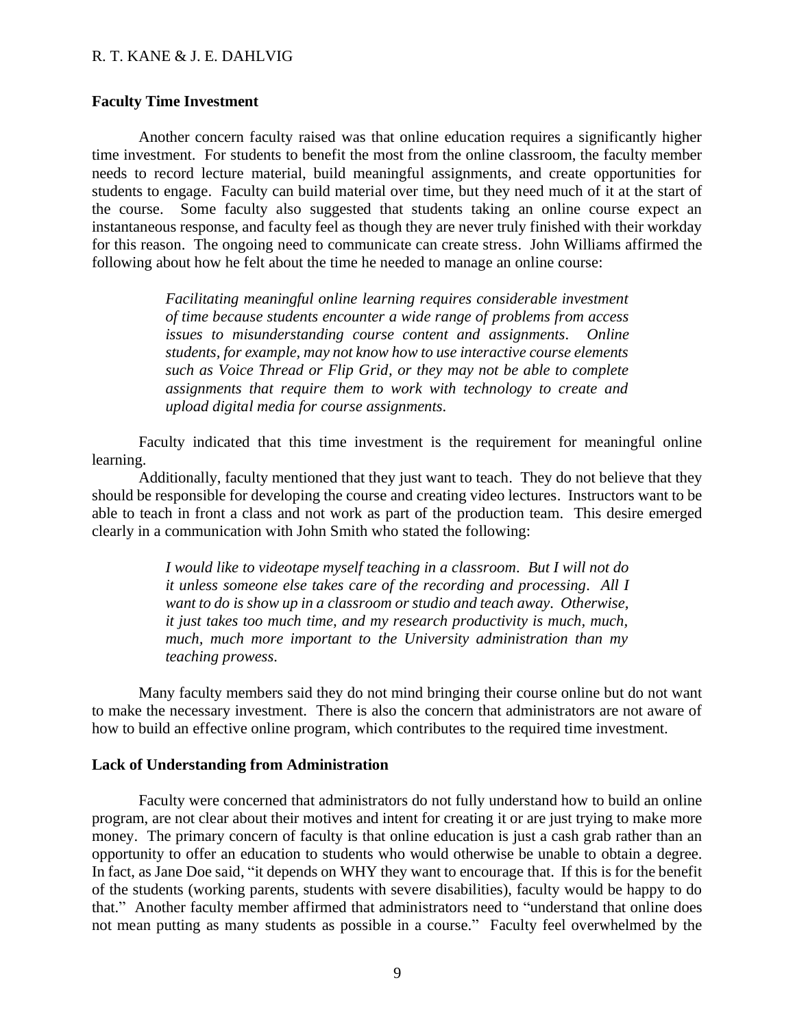### Faculty Time Investment

Another concern faculty raised was that online education requires a significantly higher time investment. For students to benefit the most from the online classroom, the faculty member needs to record lecture material, build meaningful assignments, and create opportunities for students to engage. Faculty can build material over time, but they need much of it at the start of the course. Some faculty also suggested that students taking an online course expect an instantaneous response, and faculty feel as though they are never truly finished with their workday for this reason. The ongoing need to communicate can create stress. John Williams affirmed the following about how he felt about the time he needed to manage an online course:

> *Facilitating meaningful online learning requires considerable investment of time because students encounter a wide range of problems from access issues to misunderstanding course content and assignments. Online students, for example, may not know how to use interactive course elements such as Voice Thread or Flip Grid, or they may not be able to complete assignments that require them to work with technology to create and upload digital media for course assignments.*

Faculty indicated that this time investment is the requirement for meaningful online learning.

Additionally, faculty mentioned that they just want to teach. They do not believe that they should be responsible for developing the course and creating video lectures. Instructors want to be able to teach in front a class and not work as part of the production team. This desire emerged clearly in a communication with John Smith who stated the following:

> *I would like to videotape myself teaching in a classroom. But I will not do it unless someone else takes care of the recording and processing. All I want to do is show up in a classroom or studio and teach away. Otherwise, it just takes too much time, and my research productivity is much, much, much, much more important to the University administration than my teaching prowess.*

Many faculty members said they do not mind bringing their course online but do not want to make the necessary investment. There is also the concern that administrators are not aware of how to build an effective online program, which contributes to the required time investment.

### Lack of Understanding from Administration

Faculty were concerned that administrators do not fully understand how to build an online program, are not clear about their motives and intent for creating it or are just trying to make more money. The primary concern of faculty is that online education is just a cash grab rather than an opportunity to offer an education to students who would otherwise be unable to obtain a degree. In fact, as Jane Doe said, "it depends on WHY they want to encourage that. If this is for the benefit of the students (working parents, students with severe disabilities), faculty would be happy to do that." Another faculty member affirmed that administrators need to "understand that online does not mean putting as many students as possible in a course." Faculty feel overwhelmed by the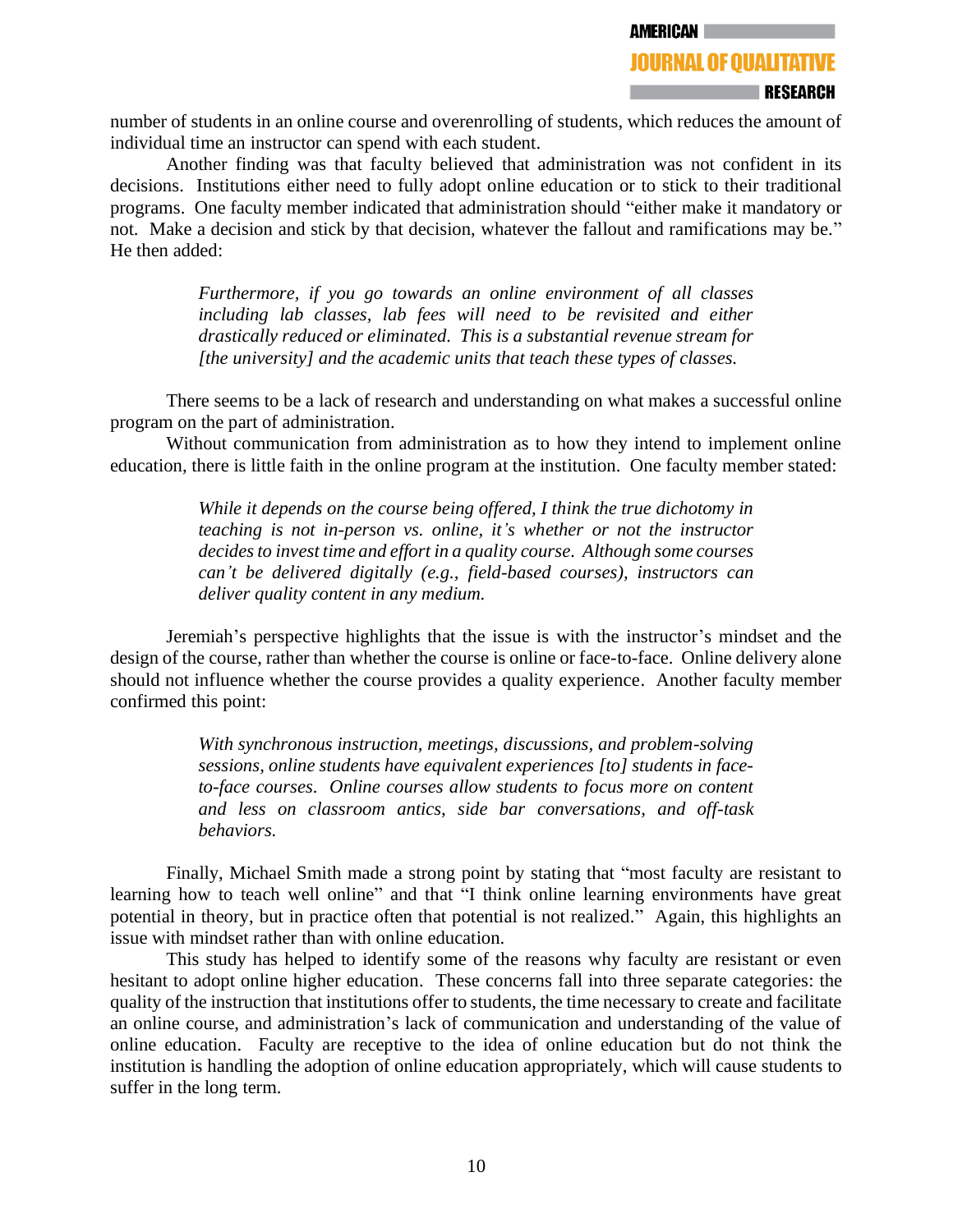number of students in an online course and overenrolling of students, which reduces the amount of individual time an instructor can spend with each student.

Another finding was that faculty believed that administration was not confident in its decisions. Institutions either need to fully adopt online education or to stick to their traditional programs. One faculty member indicated that administration should "either make it mandatory or not. Make a decision and stick by that decision, whatever the fallout and ramifications may be." He then added:

> *Furthermore, if you go towards an online environment of all classes including lab classes, lab fees will need to be revisited and either drastically reduced or eliminated. This is a substantial revenue stream for [the university] and the academic units that teach these types of classes.*

There seems to be a lack of research and understanding on what makes a successful online program on the part of administration.

Without communication from administration as to how they intend to implement online education, there is little faith in the online program at the institution. One faculty member stated:

> *While it depends on the course being offered, I think the true dichotomy in teaching is not in-person vs. online, it's whether or not the instructor decides to invest time and effort in a quality course. Although some courses can't be delivered digitally (e.g., field-based courses), instructors can deliver quality content in any medium.*

Jeremiah's perspective highlights that the issue is with the instructor's mindset and the design of the course, rather than whether the course is online or face-to-face. Online delivery alone should not influence whether the course provides a quality experience. Another faculty member confirmed this point:

> *With synchronous instruction, meetings, discussions, and problem-solving sessions, online students have equivalent experiences [to] students in face-to-face courses. Online courses allow students to focus more on content and less on classroom antics, side bar conversations, and off-task behaviors.*

Finally, Michael Smith made a strong point by stating that "most faculty are resistant to learning how to teach well online" and that "I think online learning environments have great potential in theory, but in practice often that potential is not realized." Again, this highlights an issue with mindset rather than with online education.

This study has helped to identify some of the reasons why faculty are resistant or even hesitant to adopt online higher education. These concerns fall into three separate categories: the quality of the instruction that institutions offer to students, the time necessary to create and facilitate an online course, and administration's lack of communication and understanding of the value of online education. Faculty are receptive to the idea of online education but do not think the institution is handling the adoption of online education appropriately, which will cause students to suffer in the long term.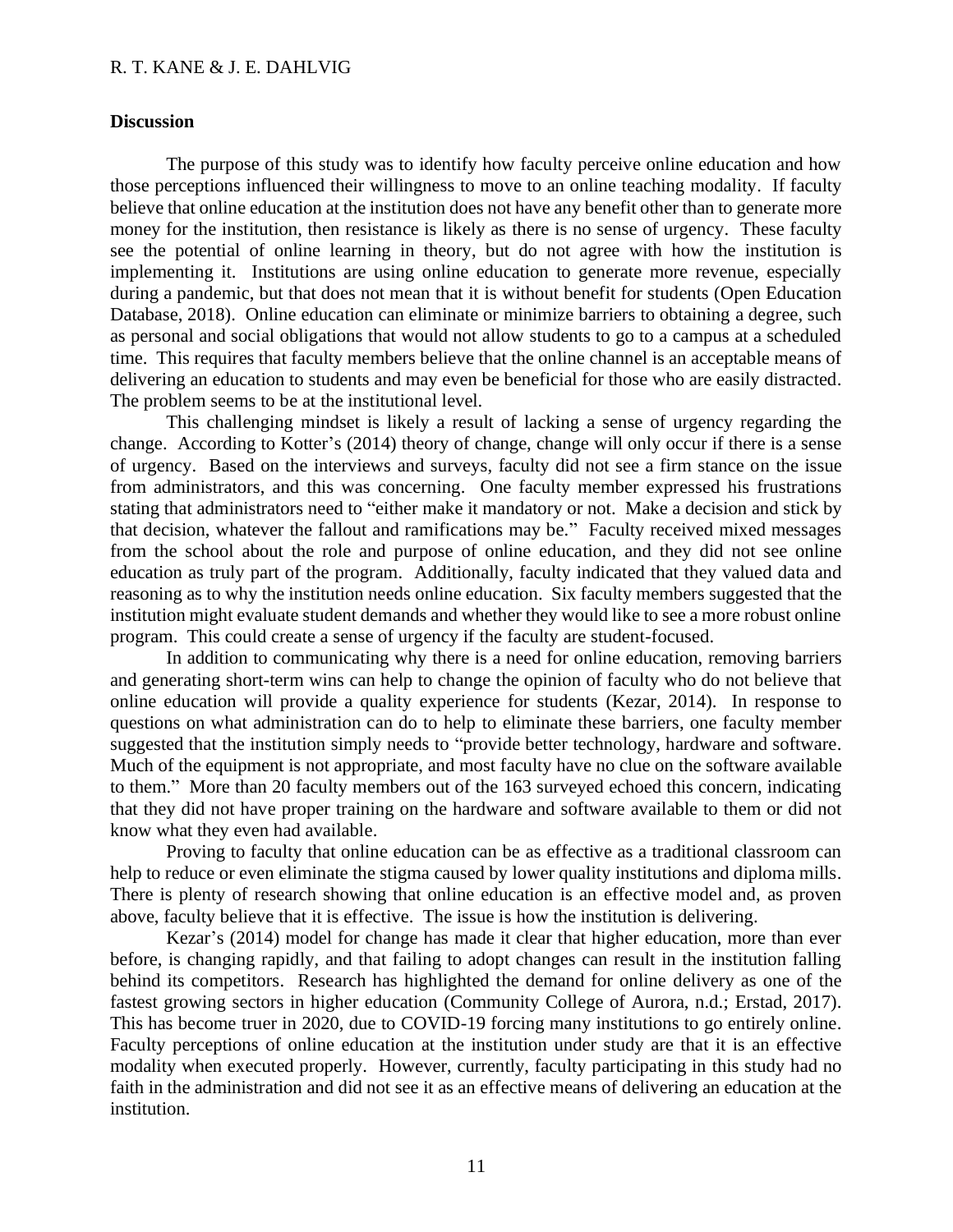**Discussion**

The purpose of this study was to identify how faculty perceive online education and how those perceptions influenced their willingness to move to an online teaching modality. If faculty believe that online education at the institution does not have any benefit other than to generate more money for the institution, then resistance is likely as there is no sense of urgency. These faculty see the potential of online learning in theory, but do not agree with how the institution is implementing it. Institutions are using online education to generate more revenue, especially during a pandemic, but that does not mean that it is without benefit for students (Open Education Database, 2018). Online education can eliminate or minimize barriers to obtaining a degree, such as personal and social obligations that would not allow students to go to a campus at a scheduled time. This requires that faculty members believe that the online channel is an acceptable means of delivering an education to students and may even be beneficial for those who are easily distracted. The problem seems to be at the institutional level.

This challenging mindset is likely a result of lacking a sense of urgency regarding the change. According to Kotter's (2014) theory of change, change will only occur if there is a sense of urgency. Based on the interviews and surveys, faculty did not see a firm stance on the issue from administrators, and this was concerning. One faculty member expressed his frustrations stating that administrators need to "either make it mandatory or not. Make a decision and stick by that decision, whatever the fallout and ramifications may be." Faculty received mixed messages from the school about the role and purpose of online education, and they did not see online education as truly part of the program. Additionally, faculty indicated that they valued data and reasoning as to why the institution needs online education. Six faculty members suggested that the institution might evaluate student demands and whether they would like to see a more robust online program. This could create a sense of urgency if the faculty are student-focused.

In addition to communicating why there is a need for online education, removing barriers and generating short-term wins can help to change the opinion of faculty who do not believe that online education will provide a quality experience for students (Kezar, 2014). In response to questions on what administration can do to help to eliminate these barriers, one faculty member suggested that the institution simply needs to "provide better technology, hardware and software. Much of the equipment is not appropriate, and most faculty have no clue on the software available to them." More than 20 faculty members out of the 163 surveyed echoed this concern, indicating that they did not have proper training on the hardware and software available to them or did not know what they even had available.

Proving to faculty that online education can be as effective as a traditional classroom can help to reduce or even eliminate the stigma caused by lower quality institutions and diploma mills. There is plenty of research showing that online education is an effective model and, as proven above, faculty believe that it is effective. The issue is how the institution is delivering.

Kezar's (2014) model for change has made it clear that higher education, more than ever before, is changing rapidly, and that failing to adopt changes can result in the institution falling behind its competitors. Research has highlighted the demand for online delivery as one of the fastest growing sectors in higher education (Community College of Aurora, n.d.; Erstad, 2017). This has become truer in 2020, due to COVID-19 forcing many institutions to go entirely online. Faculty perceptions of online education at the institution under study are that it is an effective modality when executed properly. However, currently, faculty participating in this study had no faith in the administration and did not see it as an effective means of delivering an education at the institution.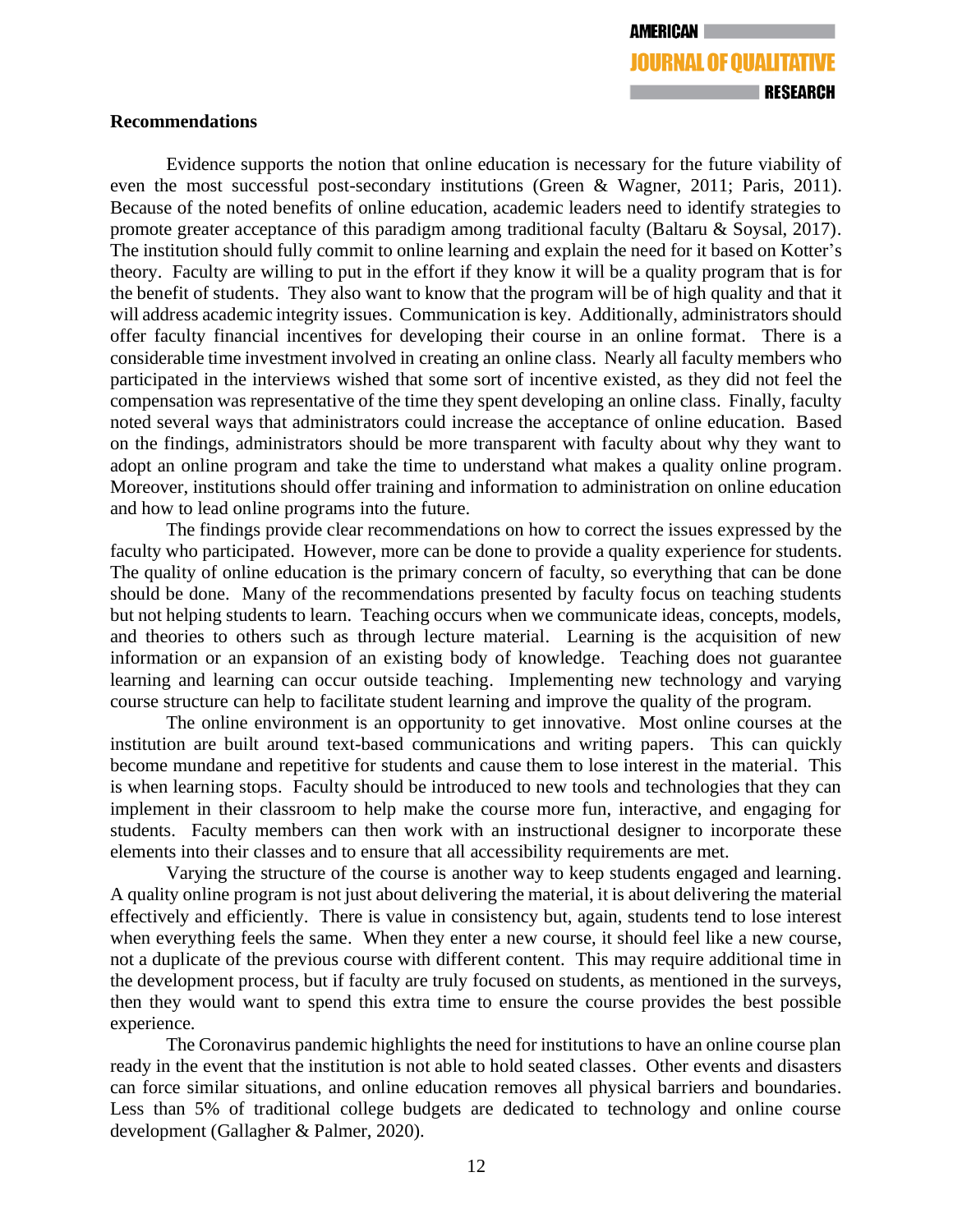## Recommendations

Evidence supports the notion that online education is necessary for the future viability of even the most successful post-secondary institutions (Green & Wagner, 2011; Paris, 2011). Because of the noted benefits of online education, academic leaders need to identify strategies to promote greater acceptance of this paradigm among traditional faculty (Baltaru & Soysal, 2017). The institution should fully commit to online learning and explain the need for it based on Kotter's theory. Faculty are willing to put in the effort if they know it will be a quality program that is for the benefit of students. They also want to know that the program will be of high quality and that it will address academic integrity issues. Communication is key. Additionally, administrators should offer faculty financial incentives for developing their course in an online format. There is a considerable time investment involved in creating an online class. Nearly all faculty members who participated in the interviews wished that some sort of incentive existed, as they did not feel the compensation was representative of the time they spent developing an online class. Finally, faculty noted several ways that administrators could increase the acceptance of online education. Based on the findings, administrators should be more transparent with faculty about why they want to adopt an online program and take the time to understand what makes a quality online program. Moreover, institutions should offer training and information to administration on online education and how to lead online programs into the future.

The findings provide clear recommendations on how to correct the issues expressed by the faculty who participated. However, more can be done to provide a quality experience for students. The quality of online education is the primary concern of faculty, so everything that can be done should be done. Many of the recommendations presented by faculty focus on teaching students but not helping students to learn. Teaching occurs when we communicate ideas, concepts, models, and theories to others such as through lecture material. Learning is the acquisition of new information or an expansion of an existing body of knowledge. Teaching does not guarantee learning and learning can occur outside teaching. Implementing new technology and varying course structure can help to facilitate student learning and improve the quality of the program.

The online environment is an opportunity to get innovative. Most online courses at the institution are built around text-based communications and writing papers. This can quickly become mundane and repetitive for students and cause them to lose interest in the material. This is when learning stops. Faculty should be introduced to new tools and technologies that they can implement in their classroom to help make the course more fun, interactive, and engaging for students. Faculty members can then work with an instructional designer to incorporate these elements into their classes and to ensure that all accessibility requirements are met.

Varying the structure of the course is another way to keep students engaged and learning. A quality online program is not just about delivering the material, it is about delivering the material effectively and efficiently. There is value in consistency but, again, students tend to lose interest when everything feels the same. When they enter a new course, it should feel like a new course, not a duplicate of the previous course with different content. This may require additional time in the development process, but if faculty are truly focused on students, as mentioned in the surveys, then they would want to spend this extra time to ensure the course provides the best possible experience.

The Coronavirus pandemic highlights the need for institutions to have an online course plan ready in the event that the institution is not able to hold seated classes. Other events and disasters can force similar situations, and online education removes all physical barriers and boundaries. Less than 5% of traditional college budgets are dedicated to technology and online course development (Gallagher & Palmer, 2020).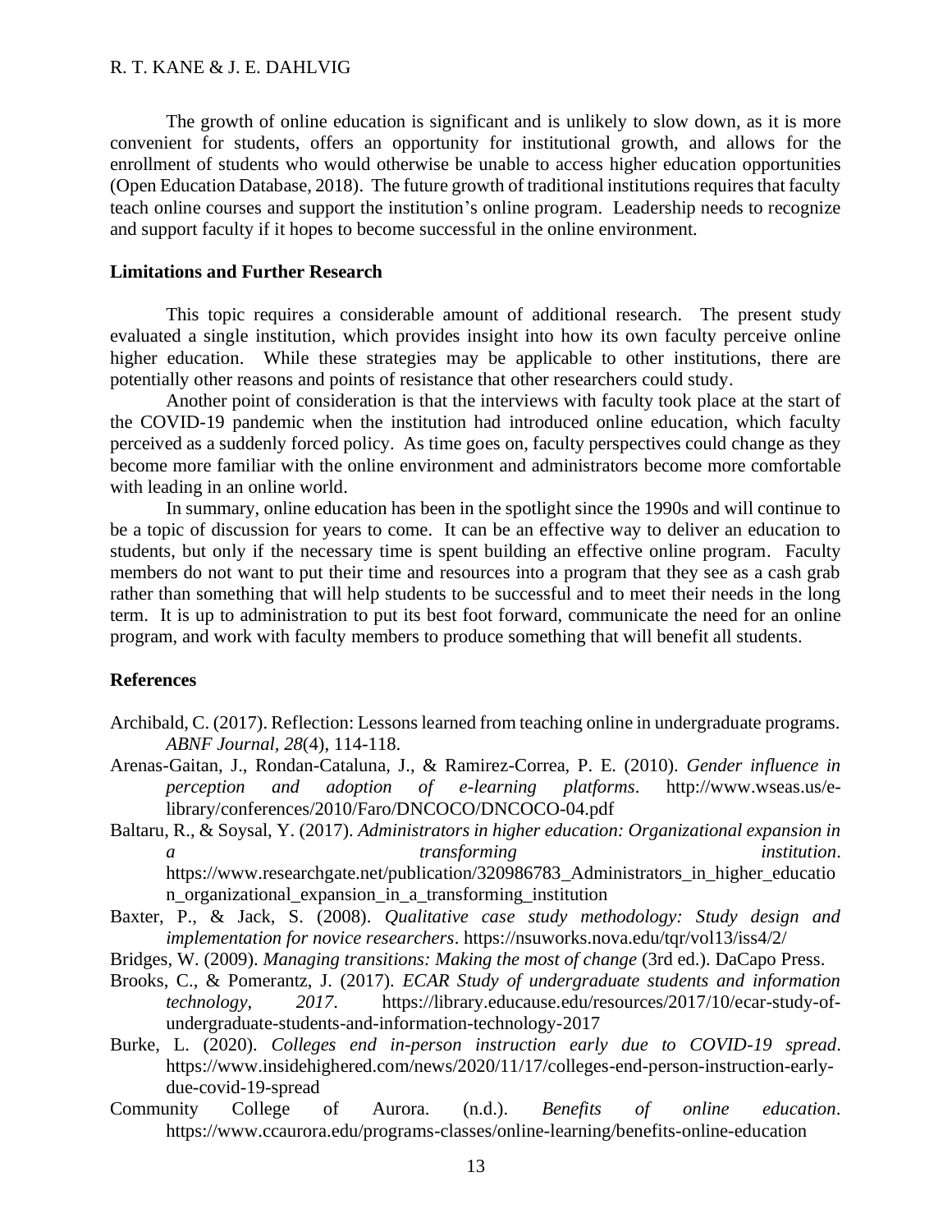The growth of online education is significant and is unlikely to slow down, as it is more convenient for students, offers an opportunity for institutional growth, and allows for the enrollment of students who would otherwise be unable to access higher education opportunities (Open Education Database, 2018). The future growth of traditional institutions requires that faculty teach online courses and support the institution's online program. Leadership needs to recognize and support faculty if it hopes to become successful in the online environment.

## Limitations and Further Research

This topic requires a considerable amount of additional research. The present study evaluated a single institution, which provides insight into how its own faculty perceive online higher education. While these strategies may be applicable to other institutions, there are potentially other reasons and points of resistance that other researchers could study.

Another point of consideration is that the interviews with faculty took place at the start of the COVID-19 pandemic when the institution had introduced online education, which faculty perceived as a suddenly forced policy. As time goes on, faculty perspectives could change as they become more familiar with the online environment and administrators become more comfortable with leading in an online world.

In summary, online education has been in the spotlight since the 1990s and will continue to be a topic of discussion for years to come. It can be an effective way to deliver an education to students, but only if the necessary time is spent building an effective online program. Faculty members do not want to put their time and resources into a program that they see as a cash grab rather than something that will help students to be successful and to meet their needs in the long term. It is up to administration to put its best foot forward, communicate the need for an online program, and work with faculty members to produce something that will benefit all students.

## References

Archibald, C. (2017). Reflection: Lessons learned from teaching online in undergraduate programs. *ABNF Journal*, *28*(4), 114-118.

Arenas-Gaitan, J., Rondan-Cataluna, J., & Ramirez-Correa, P. E. (2010). *Gender influence in perception and adoption of e-learning platforms*. http://www.wseas.us/e-library/conferences/2010/Faro/DNCOCO/DNCOCO-04.pdf

Baltaru, R., & Soysal, Y. (2017). *Administrators in higher education: Organizational expansion in a transforming institution*. https://www.researchgate.net/publication/320986783_Administrators_in_higher_education_organizational_expansion_in_a_transforming_institution

Baxter, P., & Jack, S. (2008). *Qualitative case study methodology: Study design and implementation for novice researchers*. https://nsuworks.nova.edu/tqr/vol13/iss4/2/

Bridges, W. (2009). *Managing transitions: Making the most of change* (3rd ed.). DaCapo Press.

Brooks, C., & Pomerantz, J. (2017). *ECAR Study of undergraduate students and information technology, 2017*. https://library.educause.edu/resources/2017/10/ecar-study-of-undergraduate-students-and-information-technology-2017

Burke, L. (2020). *Colleges end in-person instruction early due to COVID-19 spread*. https://www.insidehighered.com/news/2020/11/17/colleges-end-person-instruction-early-due-covid-19-spread

Community College of Aurora. (n.d.). *Benefits of online education*. https://www.ccaurora.edu/programs-classes/online-learning/benefits-online-education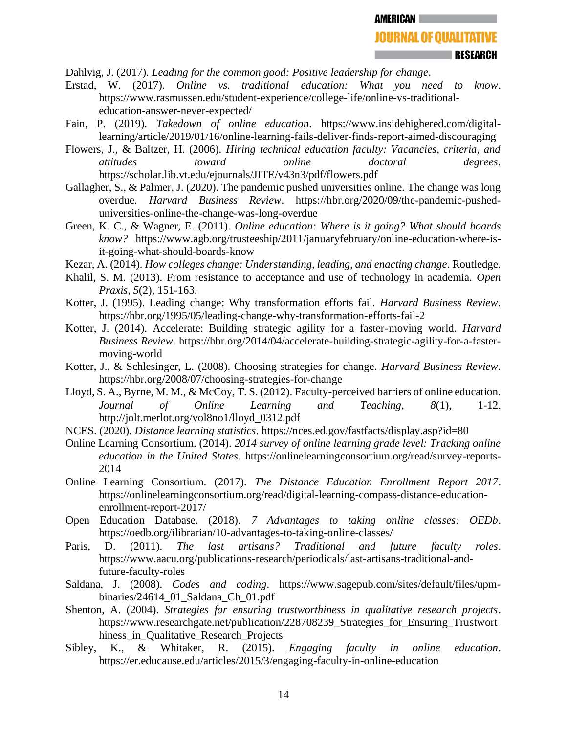Dahlvig, J. (2017). *Leading for the common good: Positive leadership for change*.

Erstad, W. (2017). *Online vs. traditional education: What you need to know*. https://www.rasmussen.edu/student-experience/college-life/online-vs-traditional-education-answer-never-expected/

Fain, P. (2019). *Takedown of online education*. https://www.insidehighered.com/digital-learning/article/2019/01/16/online-learning-fails-deliver-finds-report-aimed-discouraging

Flowers, J., & Baltzer, H. (2006). *Hiring technical education faculty: Vacancies, criteria, and attitudes toward online doctoral degrees*. https://scholar.lib.vt.edu/ejournals/JITE/v43n3/pdf/flowers.pdf

Gallagher, S., & Palmer, J. (2020). The pandemic pushed universities online. The change was long overdue. *Harvard Business Review*. https://hbr.org/2020/09/the-pandemic-pushed-universities-online-the-change-was-long-overdue

Green, K. C., & Wagner, E. (2011). *Online education: Where is it going? What should boards know?* https://www.agb.org/trusteeship/2011/januaryfebruary/online-education-where-is-it-going-what-should-boards-know

Kezar, A. (2014). *How colleges change: Understanding, leading, and enacting change*. Routledge.

Khalil, S. M. (2013). From resistance to acceptance and use of technology in academia. *Open Praxis*, *5*(2), 151-163.

Kotter, J. (1995). Leading change: Why transformation efforts fail. *Harvard Business Review*. https://hbr.org/1995/05/leading-change-why-transformation-efforts-fail-2

Kotter, J. (2014). Accelerate: Building strategic agility for a faster-moving world. *Harvard Business Review*. https://hbr.org/2014/04/accelerate-building-strategic-agility-for-a-faster-moving-world

Kotter, J., & Schlesinger, L. (2008). Choosing strategies for change. *Harvard Business Review*. https://hbr.org/2008/07/choosing-strategies-for-change

Lloyd, S. A., Byrne, M. M., & McCoy, T. S. (2012). Faculty-perceived barriers of online education. *Journal of Online Learning and Teaching*, *8*(1), 1-12. http://jolt.merlot.org/vol8no1/lloyd_0312.pdf

NCES. (2020). *Distance learning statistics*. https://nces.ed.gov/fastfacts/display.asp?id=80

Online Learning Consortium. (2014). *2014 survey of online learning grade level: Tracking online education in the United States*. https://onlinelearningconsortium.org/read/survey-reports-2014

Online Learning Consortium. (2017). *The Distance Education Enrollment Report 2017*. https://onlinelearningconsortium.org/read/digital-learning-compass-distance-education-enrollment-report-2017/

Open Education Database. (2018). *7 Advantages to taking online classes: OEDb*. https://oedb.org/ilibrarian/10-advantages-to-taking-online-classes/

Paris, D. (2011). *The last artisans? Traditional and future faculty roles*. https://www.aacu.org/publications-research/periodicals/last-artisans-traditional-and-future-faculty-roles

Saldana, J. (2008). *Codes and coding*. https://www.sagepub.com/sites/default/files/upm-binaries/24614_01_Saldana_Ch_01.pdf

Shenton, A. (2004). *Strategies for ensuring trustworthiness in qualitative research projects*. https://www.researchgate.net/publication/228708239_Strategies_for_Ensuring_Trustworthiness_in_Qualitative_Research_Projects

Sibley, K., & Whitaker, R. (2015). *Engaging faculty in online education*. https://er.educause.edu/articles/2015/3/engaging-faculty-in-online-education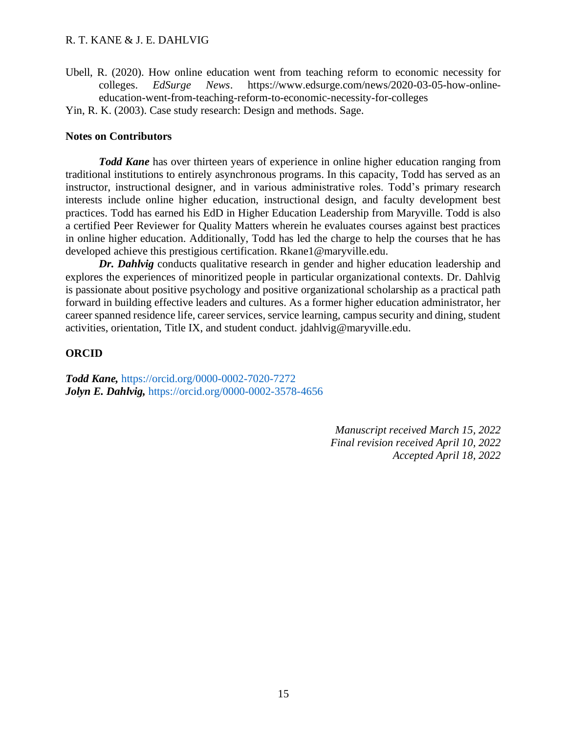Ubell, R. (2020). How online education went from teaching reform to economic necessity for colleges. *EdSurge News*. https://www.edsurge.com/news/2020-03-05-how-online-education-went-from-teaching-reform-to-economic-necessity-for-colleges

Yin, R. K. (2003). Case study research: Design and methods. Sage.

**Notes on Contributors**

***Todd Kane*** has over thirteen years of experience in online higher education ranging from traditional institutions to entirely asynchronous programs. In this capacity, Todd has served as an instructor, instructional designer, and in various administrative roles. Todd's primary research interests include online higher education, instructional design, and faculty development best practices. Todd has earned his EdD in Higher Education Leadership from Maryville. Todd is also a certified Peer Reviewer for Quality Matters wherein he evaluates courses against best practices in online higher education. Additionally, Todd has led the charge to help the courses that he has developed achieve this prestigious certification. Rkane1@maryville.edu.

***Dr. Dahlvig*** conducts qualitative research in gender and higher education leadership and explores the experiences of minoritized people in particular organizational contexts. Dr. Dahlvig is passionate about positive psychology and positive organizational scholarship as a practical path forward in building effective leaders and cultures. As a former higher education administrator, her career spanned residence life, career services, service learning, campus security and dining, student activities, orientation, Title IX, and student conduct. jdahlvig@maryville.edu.

**ORCID**

***Todd Kane,*** https://orcid.org/0000-0002-7020-7272
***Jolyn E. Dahlvig,*** https://orcid.org/0000-0002-3578-4656

*Manuscript received March 15, 2022*
*Final revision received April 10, 2022*
*Accepted April 18, 2022*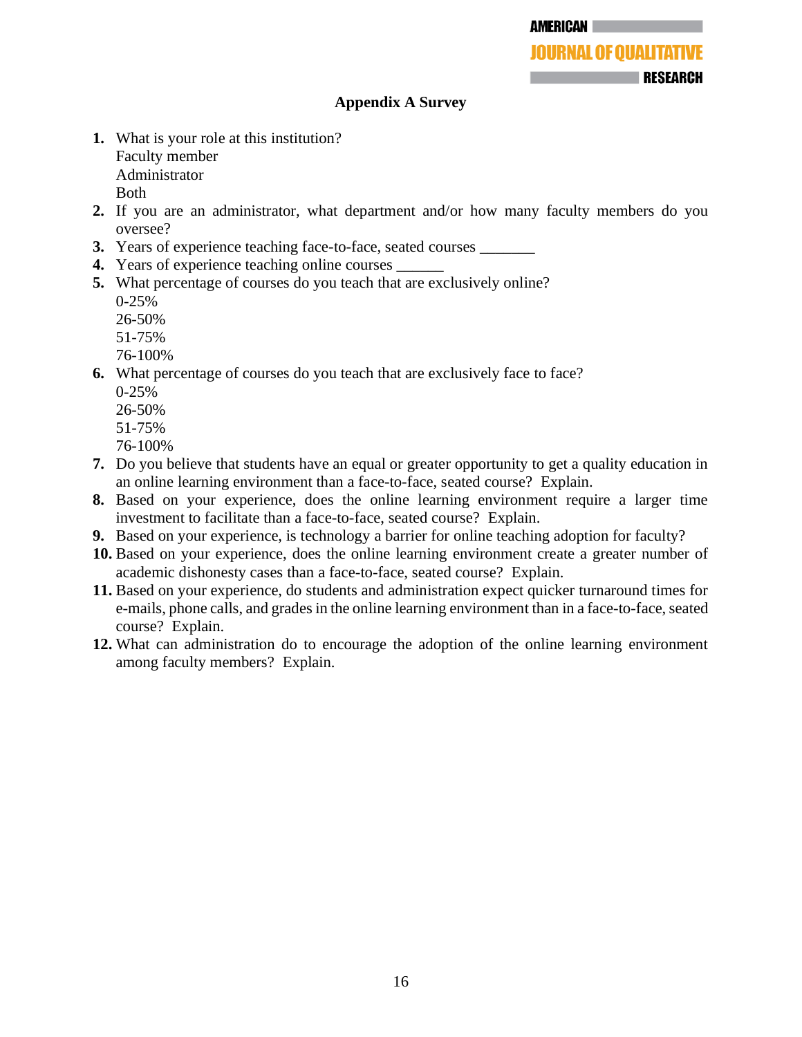## Appendix A Survey

1. What is your role at this institution?
   Faculty member
   Administrator
   Both
2. If you are an administrator, what department and/or how many faculty members do you oversee?
3. Years of experience teaching face-to-face, seated courses _______
4. Years of experience teaching online courses ______
5. What percentage of courses do you teach that are exclusively online?
   0-25%
   26-50%
   51-75%
   76-100%
6. What percentage of courses do you teach that are exclusively face to face?
   0-25%
   26-50%
   51-75%
   76-100%
7. Do you believe that students have an equal or greater opportunity to get a quality education in an online learning environment than a face-to-face, seated course? Explain.
8. Based on your experience, does the online learning environment require a larger time investment to facilitate than a face-to-face, seated course? Explain.
9. Based on your experience, is technology a barrier for online teaching adoption for faculty?
10. Based on your experience, does the online learning environment create a greater number of academic dishonesty cases than a face-to-face, seated course? Explain.
11. Based on your experience, do students and administration expect quicker turnaround times for e-mails, phone calls, and grades in the online learning environment than in a face-to-face, seated course? Explain.
12. What can administration do to encourage the adoption of the online learning environment among faculty members? Explain.